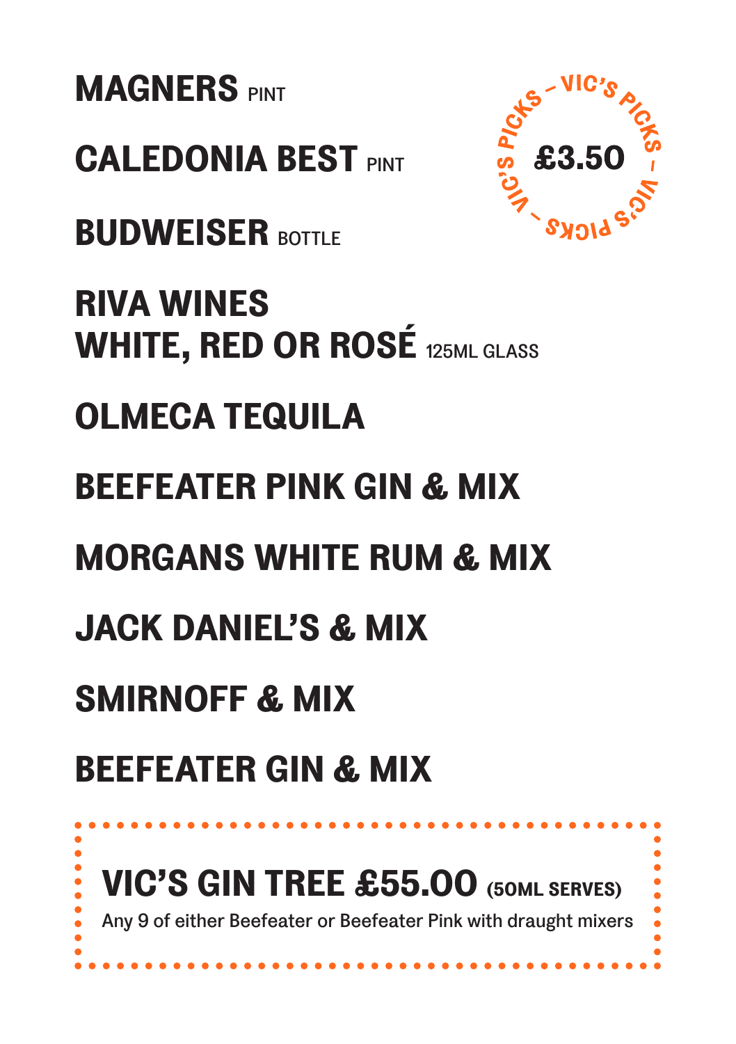**VIC'S PICKS – VIC'S PICKS – VIC'S PICKS –**

**£3.50**

**MAGNERS** PINT

**CALEDONIA BEST** PINT

**BUDWEISER** BOTTLE

**RIVA WINES**
**WHITE, RED OR ROSÉ** 125ML GLASS

**OLMECA TEQUILA**

**BEEFEATER PINK GIN & MIX**

**MORGANS WHITE RUM & MIX**

**JACK DANIEL'S & MIX**

**SMIRNOFF & MIX**

**BEEFEATER GIN & MIX**

**VIC'S GIN TREE £55.00** **(50ML SERVES)**

Any 9 of either Beefeater or Beefeater Pink with draught mixers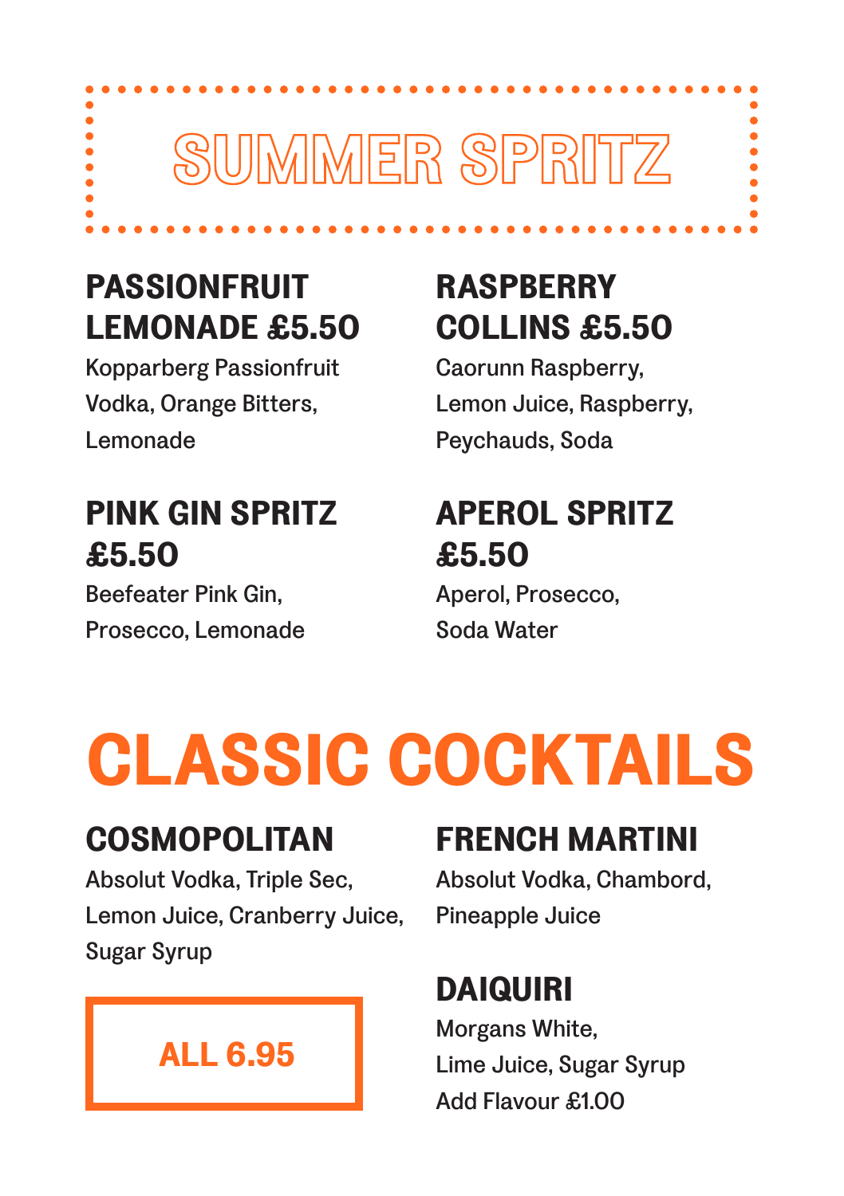# SUMMER SPRITZ

### PASSIONFRUIT LEMONADE £5.50

Kopparberg Passionfruit Vodka, Orange Bitters, Lemonade

### RASPBERRY COLLINS £5.50

Caorunn Raspberry, Lemon Juice, Raspberry, Peychauds, Soda

### PINK GIN SPRITZ £5.50

Beefeater Pink Gin, Prosecco, Lemonade

### APEROL SPRITZ £5.50

Aperol, Prosecco, Soda Water

# CLASSIC COCKTAILS

### COSMOPOLITAN

Absolut Vodka, Triple Sec, Lemon Juice, Cranberry Juice, Sugar Syrup

**ALL 6.95**

### FRENCH MARTINI

Absolut Vodka, Chambord, Pineapple Juice

### DAIQUIRI

Morgans White, Lime Juice, Sugar Syrup
Add Flavour £1.00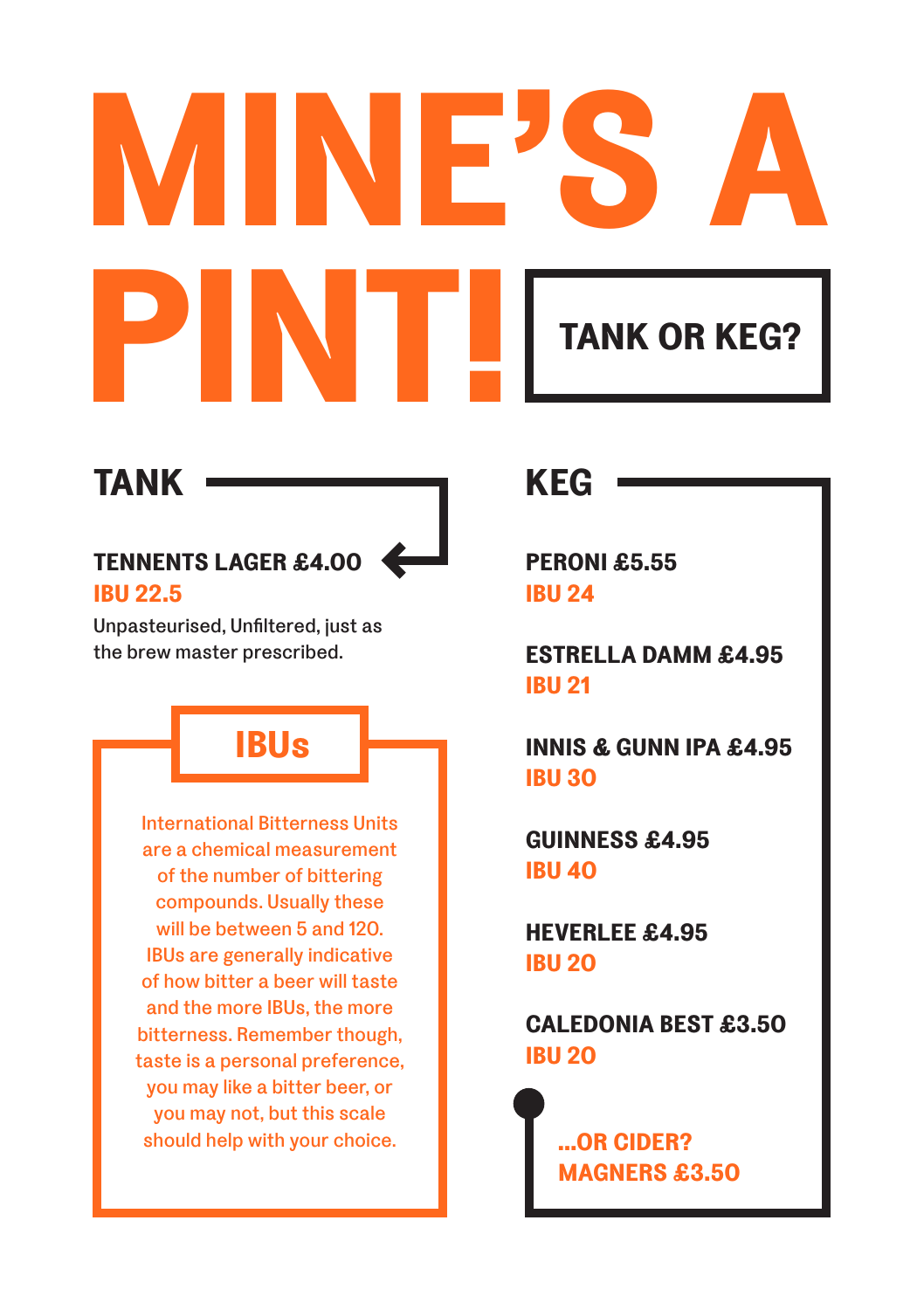# MINE'S A PINT!

**TANK OR KEG?**

## TANK

**TENNENTS LAGER £4.00**
**IBU 22.5**

Unpasteurised, Unfiltered, just as the brew master prescribed.

### IBUs

International Bitterness Units are a chemical measurement of the number of bittering compounds. Usually these will be between 5 and 120. IBUs are generally indicative of how bitter a beer will taste and the more IBUs, the more bitterness. Remember though, taste is a personal preference, you may like a bitter beer, or you may not, but this scale should help with your choice.

## KEG

**PERONI £5.55**
**IBU 24**

**ESTRELLA DAMM £4.95**
**IBU 21**

**INNIS & GUNN IPA £4.95**
**IBU 30**

**GUINNESS £4.95**
**IBU 40**

**HEVERLEE £4.95**
**IBU 20**

**CALEDONIA BEST £3.50**
**IBU 20**

**...OR CIDER?**
**MAGNERS £3.50**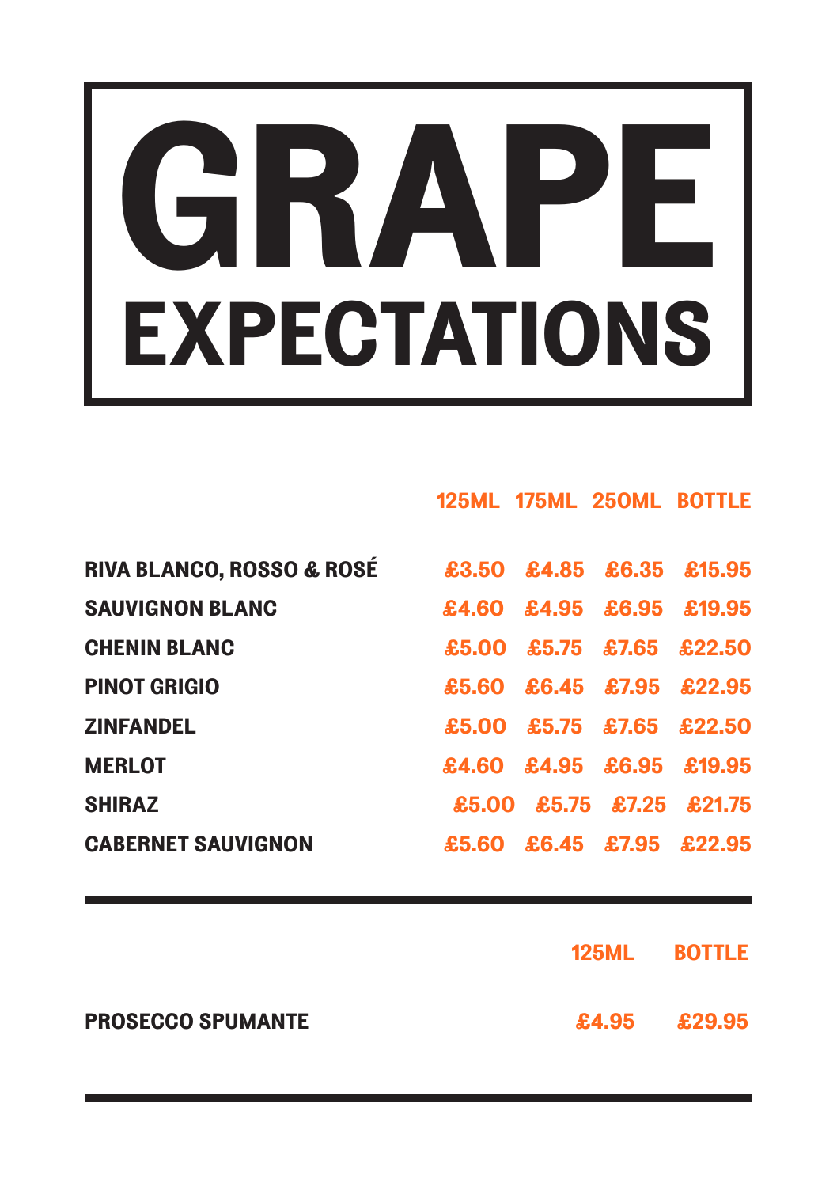# GRAPE
## EXPECTATIONS

| | 125ML | 175ML | 250ML | BOTTLE |
|---|---|---|---|---|
| **RIVA BLANCO, ROSSO & ROSÉ** | £3.50 | £4.85 | £6.35 | £15.95 |
| **SAUVIGNON BLANC** | £4.60 | £4.95 | £6.95 | £19.95 |
| **CHENIN BLANC** | £5.00 | £5.75 | £7.65 | £22.50 |
| **PINOT GRIGIO** | £5.60 | £6.45 | £7.95 | £22.95 |
| **ZINFANDEL** | £5.00 | £5.75 | £7.65 | £22.50 |
| **MERLOT** | £4.60 | £4.95 | £6.95 | £19.95 |
| **SHIRAZ** | £5.00 | £5.75 | £7.25 | £21.75 |
| **CABERNET SAUVIGNON** | £5.60 | £6.45 | £7.95 | £22.95 |

| | 125ML | BOTTLE |
|---|---|---|
| **PROSECCO SPUMANTE** | £4.95 | £29.95 |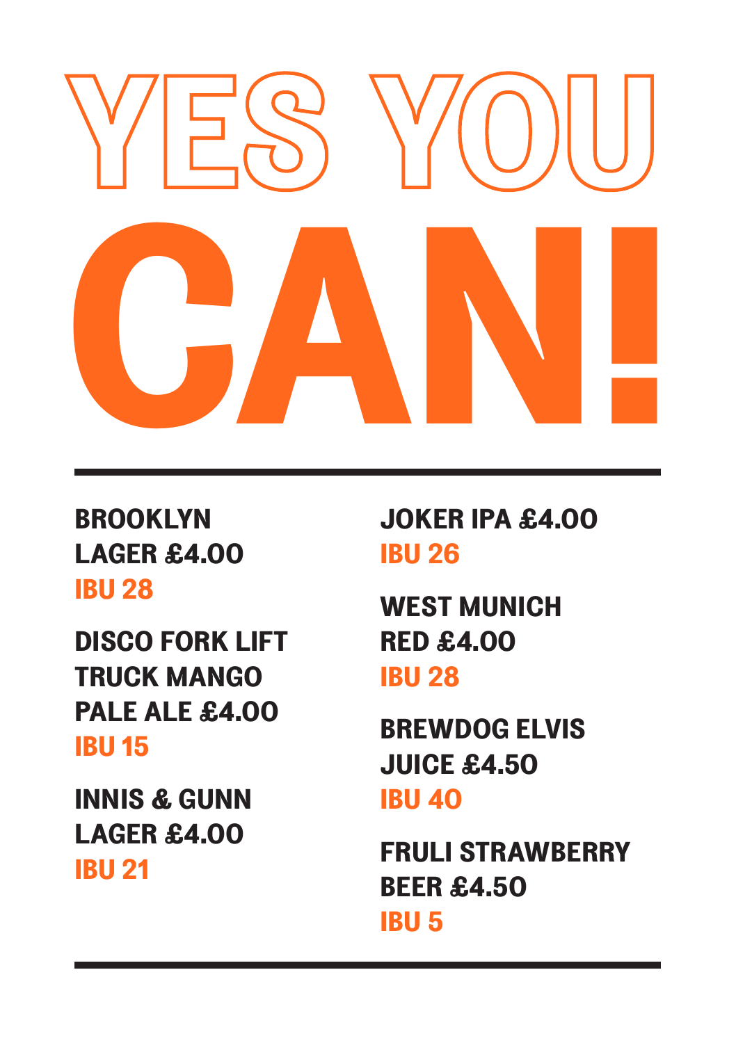# YES YOU CAN!

**BROOKLYN LAGER £4.00**
IBU 28

**DISCO FORK LIFT TRUCK MANGO PALE ALE £4.00**
IBU 15

**INNIS & GUNN LAGER £4.00**
IBU 21

**JOKER IPA £4.00**
IBU 26

**WEST MUNICH RED £4.00**
IBU 28

**BREWDOG ELVIS JUICE £4.50**
IBU 40

**FRULI STRAWBERRY BEER £4.50**
IBU 5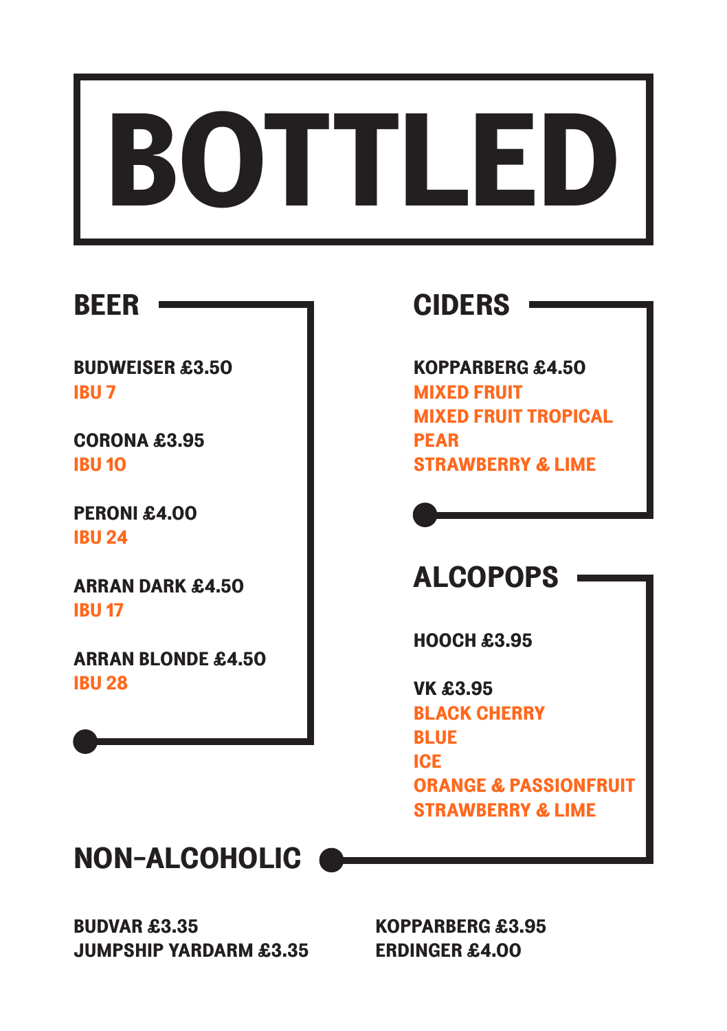# BOTTLED

## BEER

**BUDWEISER £3.50**
IBU 7

**CORONA £3.95**
IBU 10

**PERONI £4.00**
IBU 24

**ARRAN DARK £4.50**
IBU 17

**ARRAN BLONDE £4.50**
IBU 28

## CIDERS

**KOPPARBERG £4.50**
MIXED FRUIT
MIXED FRUIT TROPICAL
PEAR
STRAWBERRY & LIME

## ALCOPOPS

**HOOCH £3.95**

**VK £3.95**
BLACK CHERRY
BLUE
ICE
ORANGE & PASSIONFRUIT
STRAWBERRY & LIME

## NON-ALCOHOLIC

**BUDVAR £3.35**
**JUMPSHIP YARDARM £3.35**
**KOPPARBERG £3.95**
**ERDINGER £4.00**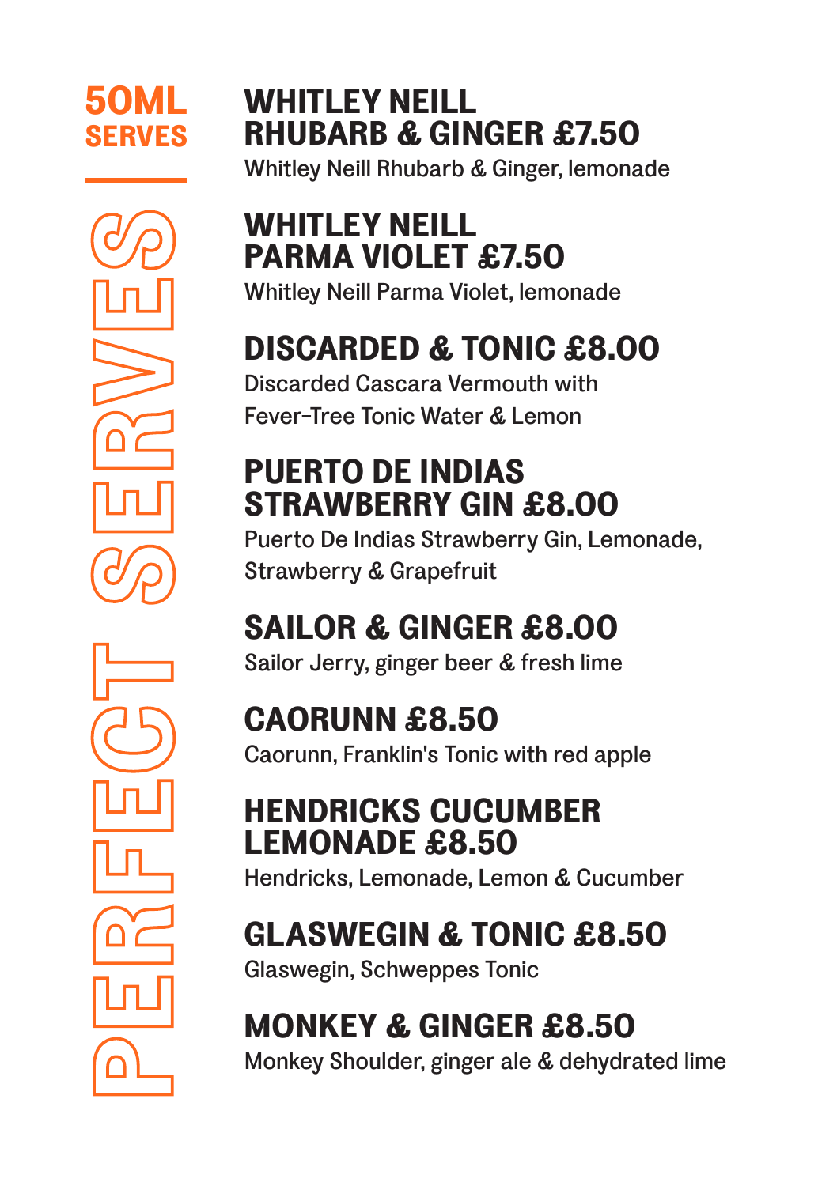# PERFECT SERVES

**50ML SERVES**

## WHITLEY NEILL RHUBARB & GINGER £7.50
Whitley Neill Rhubarb & Ginger, lemonade

## WHITLEY NEILL PARMA VIOLET £7.50
Whitley Neill Parma Violet, lemonade

## DISCARDED & TONIC £8.00
Discarded Cascara Vermouth with Fever-Tree Tonic Water & Lemon

## PUERTO DE INDIAS STRAWBERRY GIN £8.00
Puerto De Indias Strawberry Gin, Lemonade, Strawberry & Grapefruit

## SAILOR & GINGER £8.00
Sailor Jerry, ginger beer & fresh lime

## CAORUNN £8.50
Caorunn, Franklin's Tonic with red apple

## HENDRICKS CUCUMBER LEMONADE £8.50
Hendricks, Lemonade, Lemon & Cucumber

## GLASWEGIN & TONIC £8.50
Glaswegin, Schweppes Tonic

## MONKEY & GINGER £8.50
Monkey Shoulder, ginger ale & dehydrated lime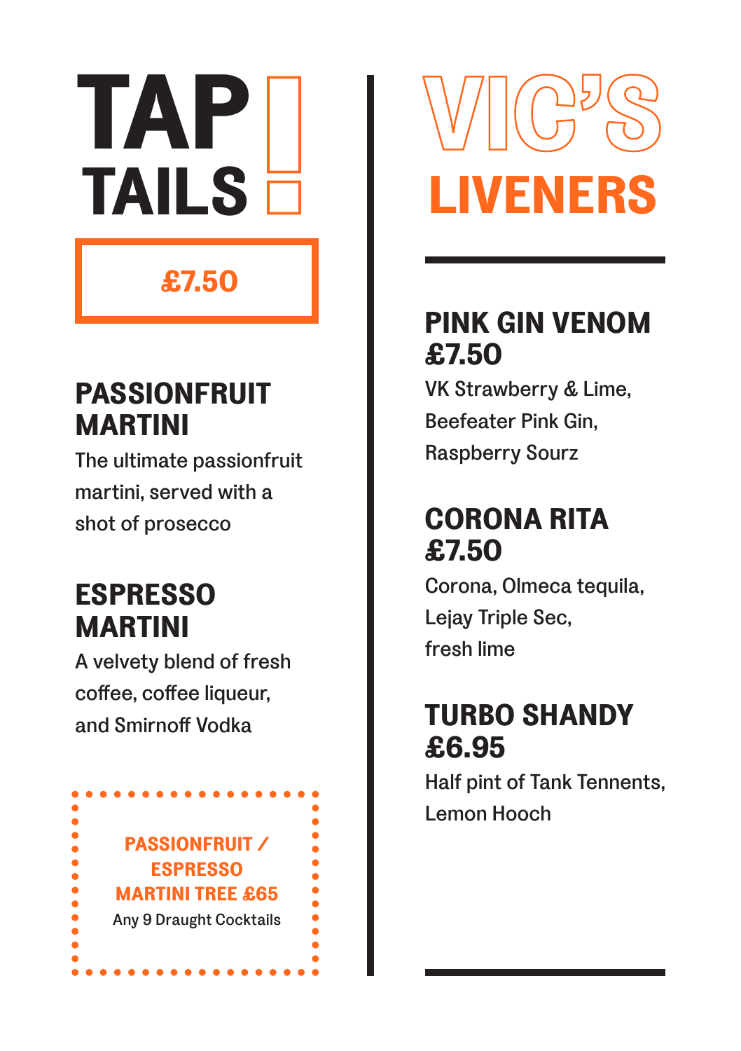# TAP TAILS !

**£7.50**

## PASSIONFRUIT MARTINI

The ultimate passionfruit martini, served with a shot of prosecco

## ESPRESSO MARTINI

A velvety blend of fresh coffee, coffee liqueur, and Smirnoff Vodka

**PASSIONFRUIT / ESPRESSO MARTINI TREE £65**

Any 9 Draught Cocktails

# VIC'S LIVENERS

## PINK GIN VENOM £7.50

VK Strawberry & Lime, Beefeater Pink Gin, Raspberry Sourz

## CORONA RITA £7.50

Corona, Olmeca tequila, Lejay Triple Sec, fresh lime

## TURBO SHANDY £6.95

Half pint of Tank Tennents, Lemon Hooch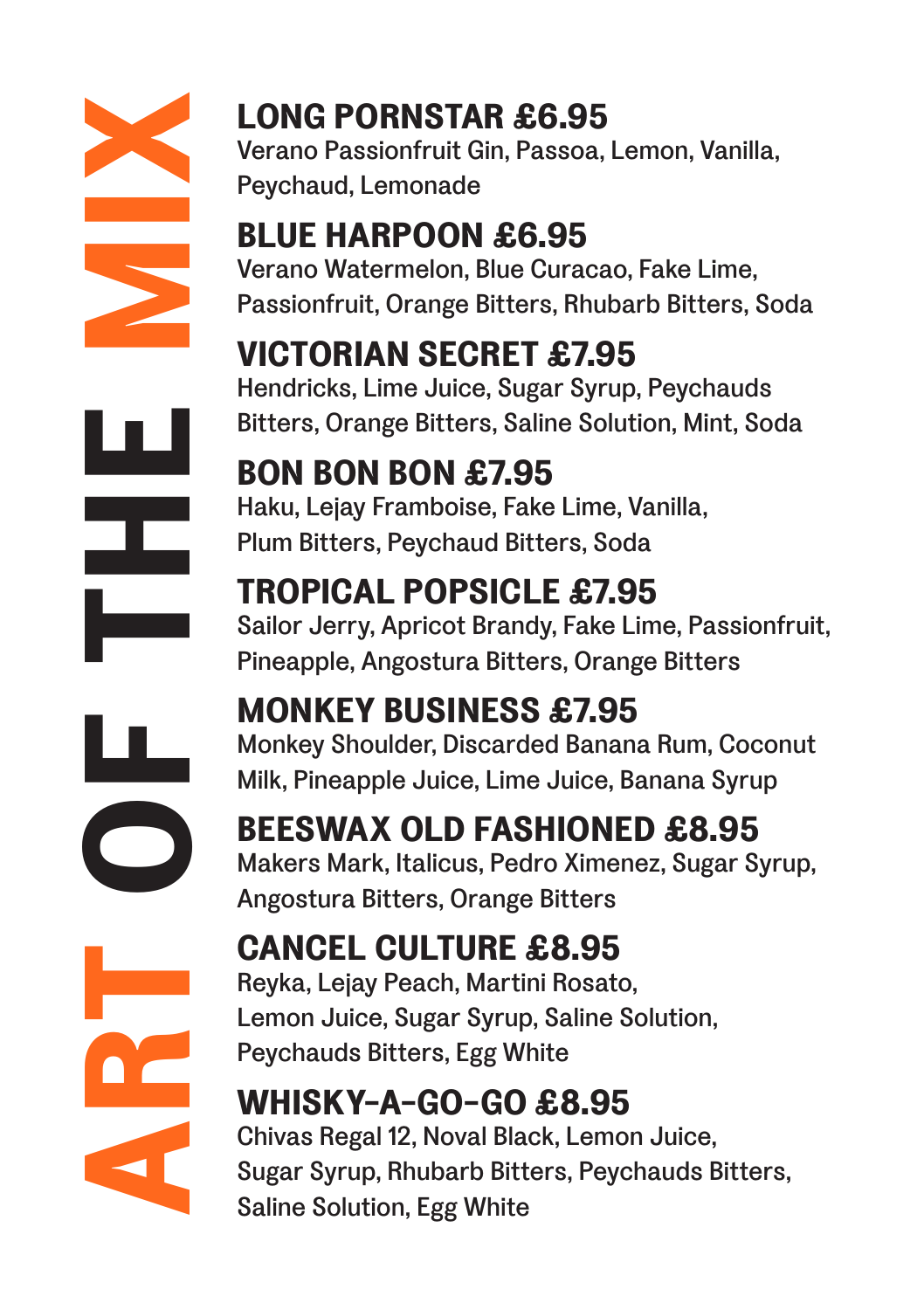# ART OF THE MIX

## LONG PORNSTAR £6.95
Verano Passionfruit Gin, Passoa, Lemon, Vanilla, Peychaud, Lemonade

## BLUE HARPOON £6.95
Verano Watermelon, Blue Curacao, Fake Lime, Passionfruit, Orange Bitters, Rhubarb Bitters, Soda

## VICTORIAN SECRET £7.95
Hendricks, Lime Juice, Sugar Syrup, Peychauds Bitters, Orange Bitters, Saline Solution, Mint, Soda

## BON BON BON £7.95
Haku, Lejay Framboise, Fake Lime, Vanilla, Plum Bitters, Peychaud Bitters, Soda

## TROPICAL POPSICLE £7.95
Sailor Jerry, Apricot Brandy, Fake Lime, Passionfruit, Pineapple, Angostura Bitters, Orange Bitters

## MONKEY BUSINESS £7.95
Monkey Shoulder, Discarded Banana Rum, Coconut Milk, Pineapple Juice, Lime Juice, Banana Syrup

## BEESWAX OLD FASHIONED £8.95
Makers Mark, Italicus, Pedro Ximenez, Sugar Syrup, Angostura Bitters, Orange Bitters

## CANCEL CULTURE £8.95
Reyka, Lejay Peach, Martini Rosato, Lemon Juice, Sugar Syrup, Saline Solution, Peychauds Bitters, Egg White

## WHISKY-A-GO-GO £8.95
Chivas Regal 12, Noval Black, Lemon Juice, Sugar Syrup, Rhubarb Bitters, Peychauds Bitters, Saline Solution, Egg White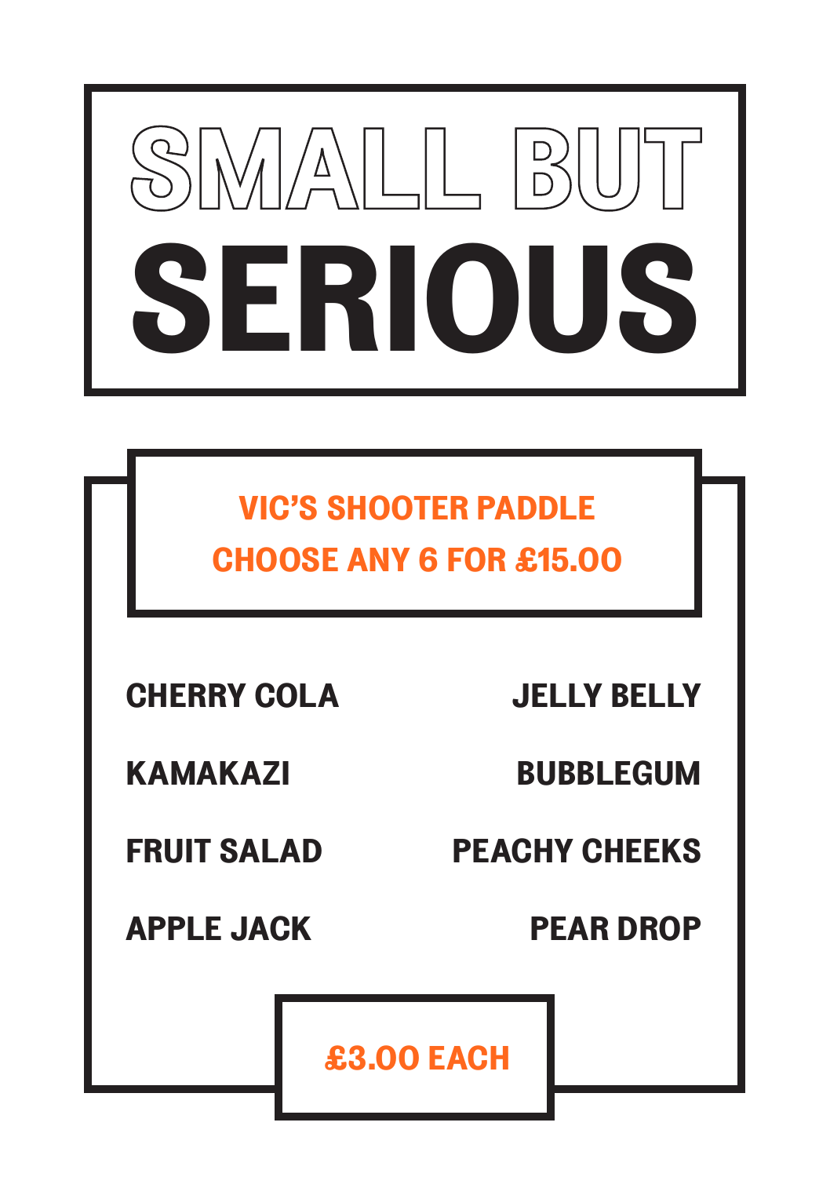# SMALL BUT SERIOUS

## VIC'S SHOOTER PADDLE
## CHOOSE ANY 6 FOR £15.00

CHERRY COLA

KAMAKAZI

FRUIT SALAD

APPLE JACK

JELLY BELLY

BUBBLEGUM

PEACHY CHEEKS

PEAR DROP

**£3.00 EACH**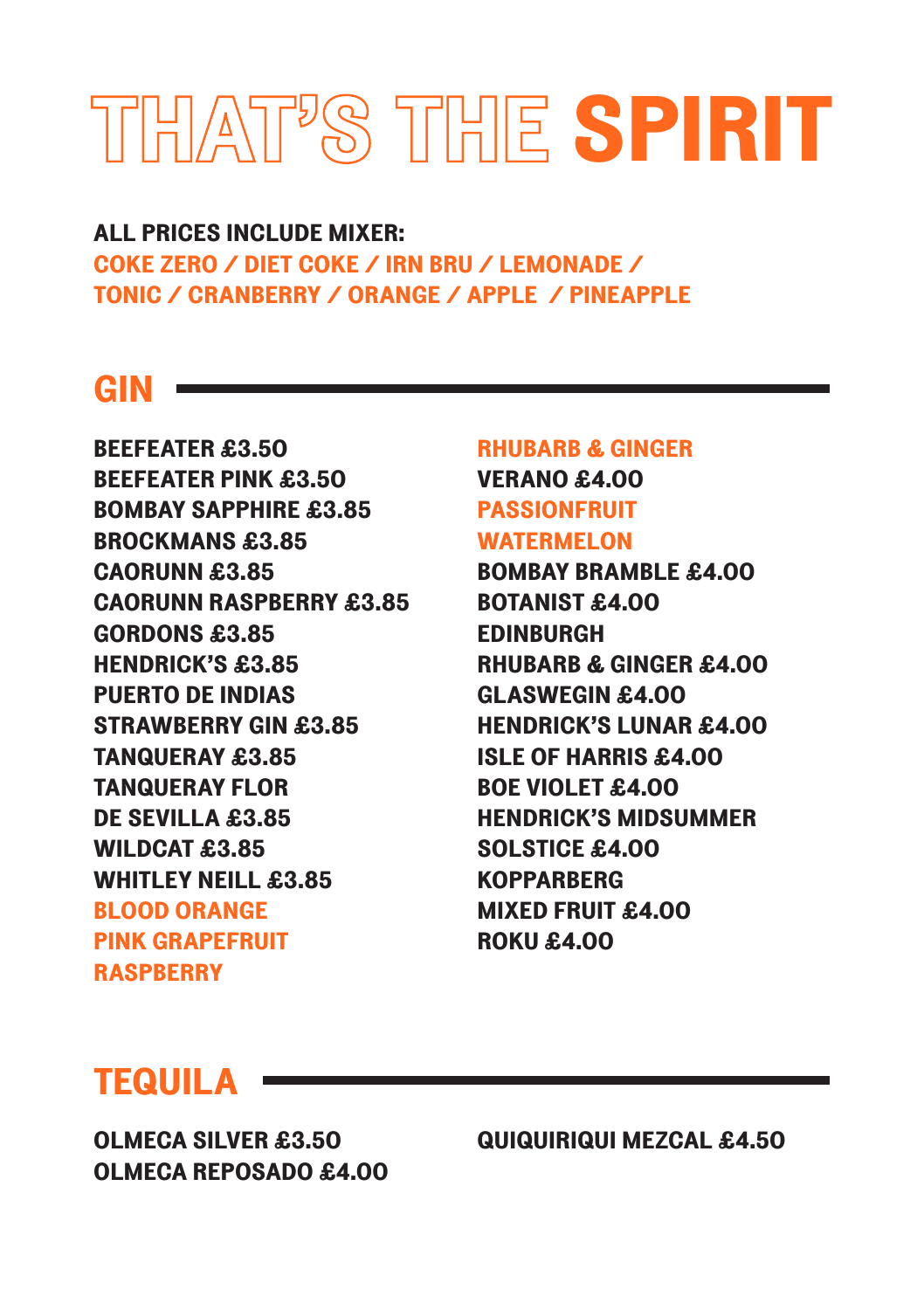# THAT'S THE **SPIRIT**

**ALL PRICES INCLUDE MIXER:**
**COKE ZERO / DIET COKE / IRN BRU / LEMONADE / TONIC / CRANBERRY / ORANGE / APPLE / PINEAPPLE**

## GIN

BEEFEATER £3.50
BEEFEATER PINK £3.50
BOMBAY SAPPHIRE £3.85
BROCKMANS £3.85
CAORUNN £3.85
CAORUNN RASPBERRY £3.85
GORDONS £3.85
HENDRICK'S £3.85
PUERTO DE INDIAS
STRAWBERRY GIN £3.85
TANQUERAY £3.85
TANQUERAY FLOR
DE SEVILLA £3.85
WILDCAT £3.85
WHITLEY NEILL £3.85
BLOOD ORANGE
PINK GRAPEFRUIT
RASPBERRY
RHUBARB & GINGER
VERANO £4.00
PASSIONFRUIT
WATERMELON
BOMBAY BRAMBLE £4.00
BOTANIST £4.00
EDINBURGH
RHUBARB & GINGER £4.00
GLASWEGIN £4.00
HENDRICK'S LUNAR £4.00
ISLE OF HARRIS £4.00
BOE VIOLET £4.00
HENDRICK'S MIDSUMMER
SOLSTICE £4.00
KOPPARBERG
MIXED FRUIT £4.00
ROKU £4.00

## TEQUILA

OLMECA SILVER £3.50
OLMECA REPOSADO £4.00
QUIQUIRIQUI MEZCAL £4.50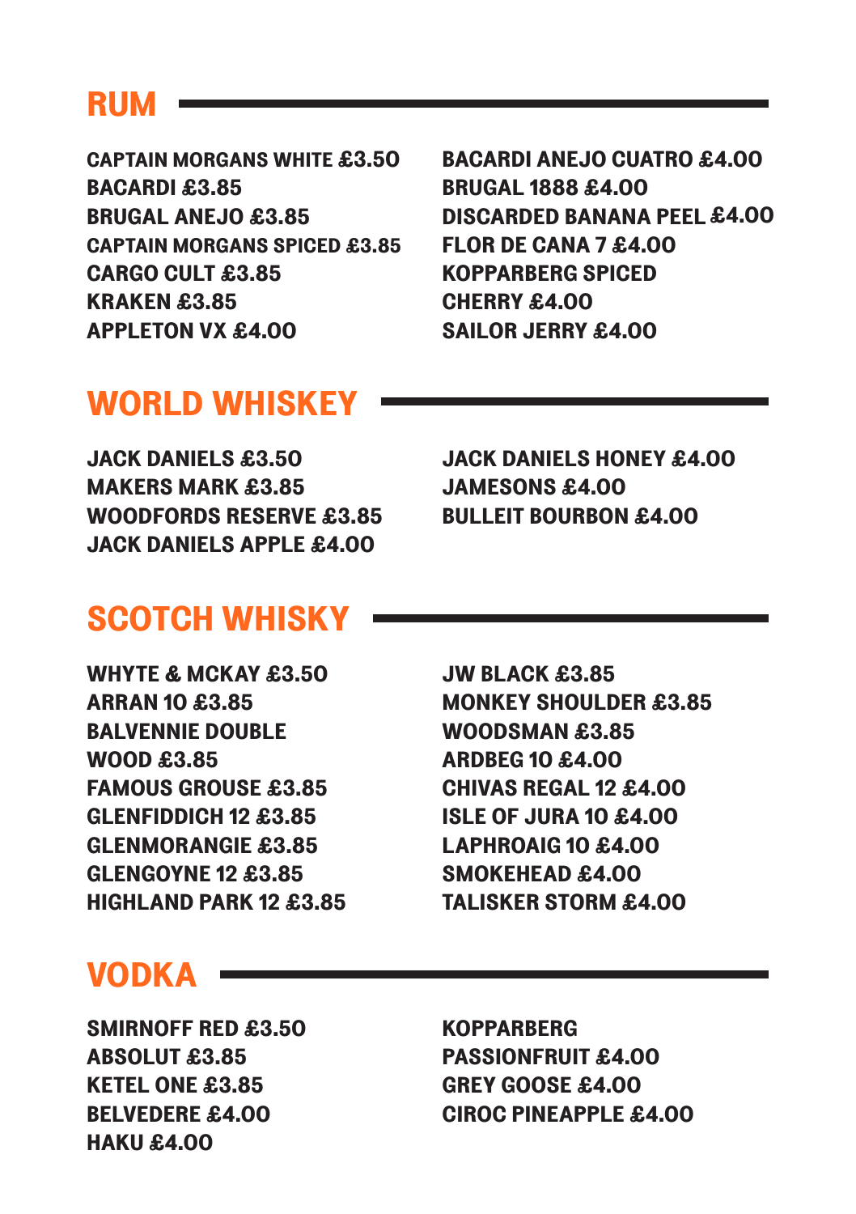## RUM

CAPTAIN MORGANS WHITE £3.50
BACARDI £3.85
BRUGAL ANEJO £3.85
CAPTAIN MORGANS SPICED £3.85
CARGO CULT £3.85
KRAKEN £3.85
APPLETON VX £4.00
BACARDI ANEJO CUATRO £4.00
BRUGAL 1888 £4.00
DISCARDED BANANA PEEL £4.00
FLOR DE CANA 7 £4.00
KOPPARBERG SPICED CHERRY £4.00
SAILOR JERRY £4.00

## WORLD WHISKEY

JACK DANIELS £3.50
MAKERS MARK £3.85
WOODFORDS RESERVE £3.85
JACK DANIELS APPLE £4.00
JACK DANIELS HONEY £4.00
JAMESONS £4.00
BULLEIT BOURBON £4.00

## SCOTCH WHISKY

WHYTE & MCKAY £3.50
ARRAN 10 £3.85
BALVENNIE DOUBLE WOOD £3.85
FAMOUS GROUSE £3.85
GLENFIDDICH 12 £3.85
GLENMORANGIE £3.85
GLENGOYNE 12 £3.85
HIGHLAND PARK 12 £3.85
JW BLACK £3.85
MONKEY SHOULDER £3.85
WOODSMAN £3.85
ARDBEG 10 £4.00
CHIVAS REGAL 12 £4.00
ISLE OF JURA 10 £4.00
LAPHROAIG 10 £4.00
SMOKEHEAD £4.00
TALISKER STORM £4.00

## VODKA

SMIRNOFF RED £3.50
ABSOLUT £3.85
KETEL ONE £3.85
BELVEDERE £4.00
HAKU £4.00
KOPPARBERG PASSIONFRUIT £4.00
GREY GOOSE £4.00
CIROC PINEAPPLE £4.00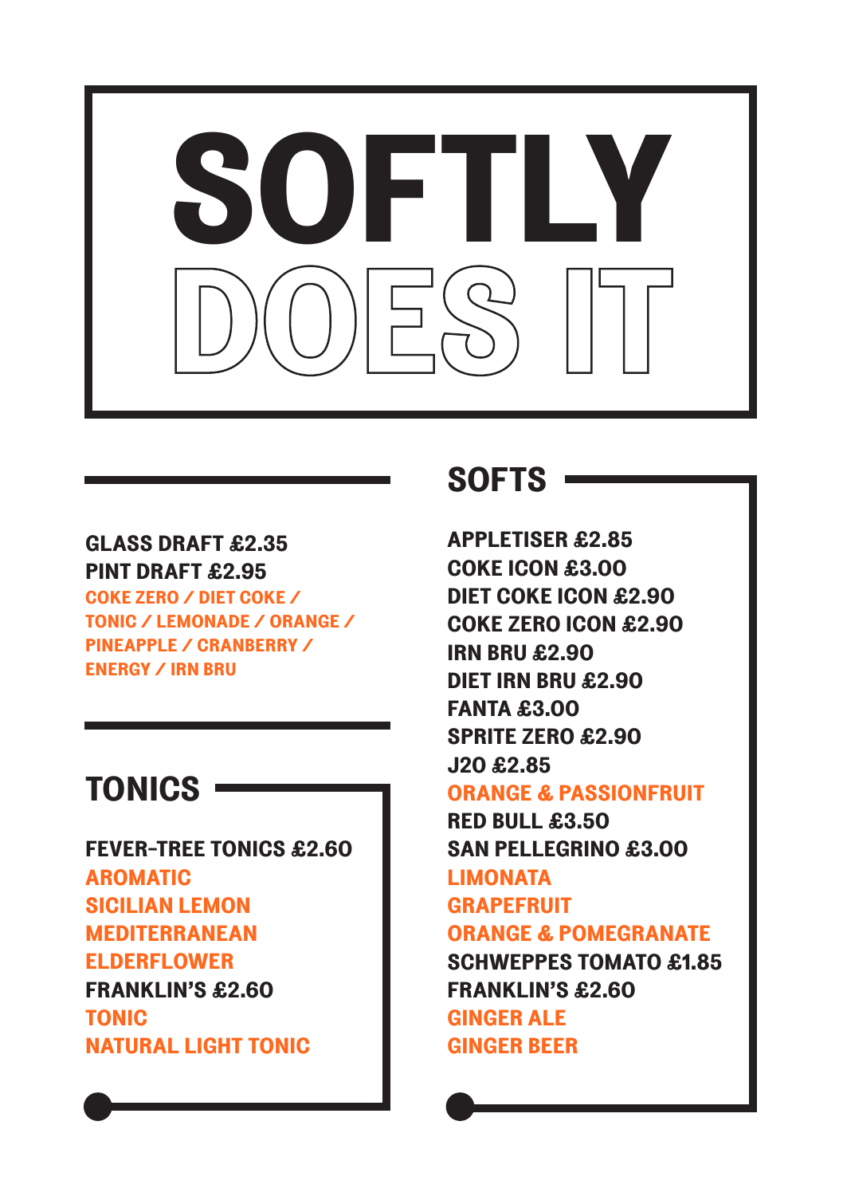# SOFTLY DOES IT

GLASS DRAFT £2.35
PINT DRAFT £2.95
COKE ZERO / DIET COKE / TONIC / LEMONADE / ORANGE / PINEAPPLE / CRANBERRY / ENERGY / IRN BRU

## TONICS

FEVER-TREE TONICS £2.60
AROMATIC
SICILIAN LEMON
MEDITERRANEAN
ELDERFLOWER
FRANKLIN'S £2.60
TONIC
NATURAL LIGHT TONIC

## SOFTS

APPLETISER £2.85
COKE ICON £3.00
DIET COKE ICON £2.90
COKE ZERO ICON £2.90
IRN BRU £2.90
DIET IRN BRU £2.90
FANTA £3.00
SPRITE ZERO £2.90
J2O £2.85
ORANGE & PASSIONFRUIT
RED BULL £3.50
SAN PELLEGRINO £3.00
LIMONATA
GRAPEFRUIT
ORANGE & POMEGRANATE
SCHWEPPES TOMATO £1.85
FRANKLIN'S £2.60
GINGER ALE
GINGER BEER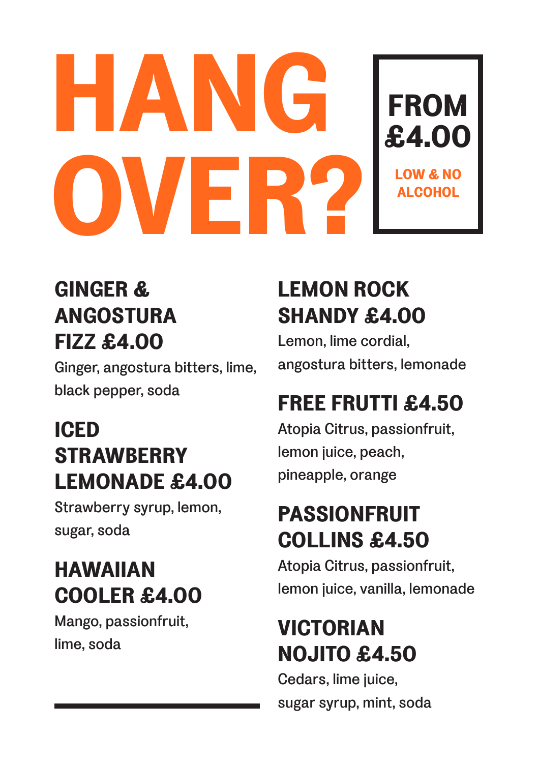# HANG OVER?

**FROM £4.00**

**LOW & NO ALCOHOL**

## GINGER & ANGOSTURA FIZZ £4.00

Ginger, angostura bitters, lime, black pepper, soda

## ICED STRAWBERRY LEMONADE £4.00

Strawberry syrup, lemon, sugar, soda

## HAWAIIAN COOLER £4.00

Mango, passionfruit, lime, soda

## LEMON ROCK SHANDY £4.00

Lemon, lime cordial, angostura bitters, lemonade

## FREE FRUTTI £4.50

Atopia Citrus, passionfruit, lemon juice, peach, pineapple, orange

## PASSIONFRUIT COLLINS £4.50

Atopia Citrus, passionfruit, lemon juice, vanilla, lemonade

## VICTORIAN NOJITO £4.50

Cedars, lime juice, sugar syrup, mint, soda